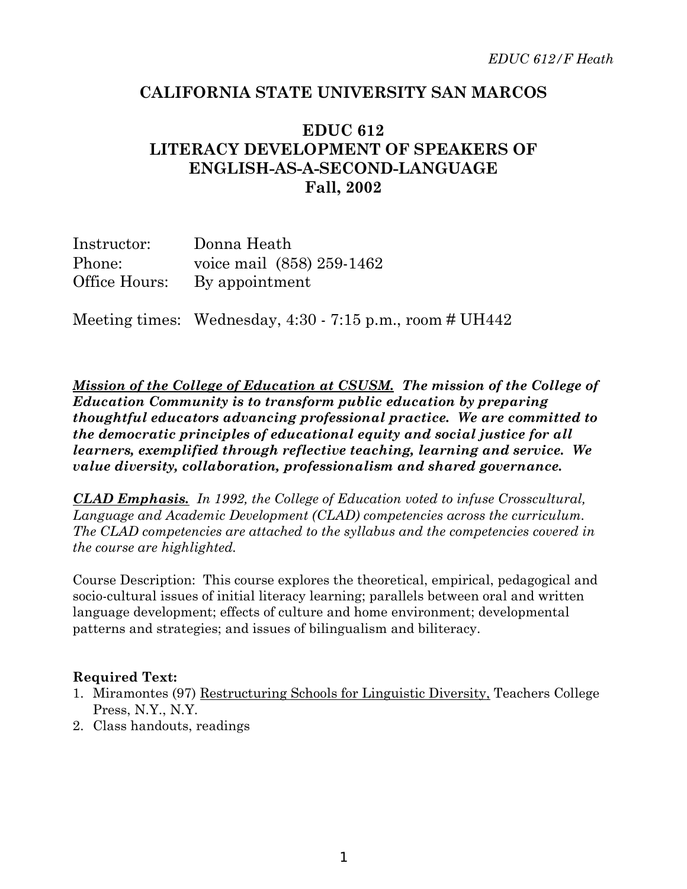# CALIFORNIA STATE UNIVERSITY SAN MARCOS

## EDUC 612
## LITERACY DEVELOPMENT OF SPEAKERS OF ENGLISH-AS-A-SECOND-LANGUAGE
## Fall, 2002

Instructor: Donna Heath
Phone: voice mail (858) 259-1462
Office Hours: By appointment

Meeting times: Wednesday, 4:30 - 7:15 p.m., room # UH442

***Mission of the College of Education at CSUSM.*** ***The mission of the College of Education Community is to transform public education by preparing thoughtful educators advancing professional practice. We are committed to the democratic principles of educational equity and social justice for all learners, exemplified through reflective teaching, learning and service. We value diversity, collaboration, professionalism and shared governance.***

***CLAD Emphasis.*** *In 1992, the College of Education voted to infuse Crosscultural, Language and Academic Development (CLAD) competencies across the curriculum. The CLAD competencies are attached to the syllabus and the competencies covered in the course are highlighted.*

Course Description: This course explores the theoretical, empirical, pedagogical and socio-cultural issues of initial literacy learning; parallels between oral and written language development; effects of culture and home environment; developmental patterns and strategies; and issues of bilingualism and biliteracy.

**Required Text:**

1. Miramontes (97) Restructuring Schools for Linguistic Diversity, Teachers College Press, N.Y., N.Y.
2. Class handouts, readings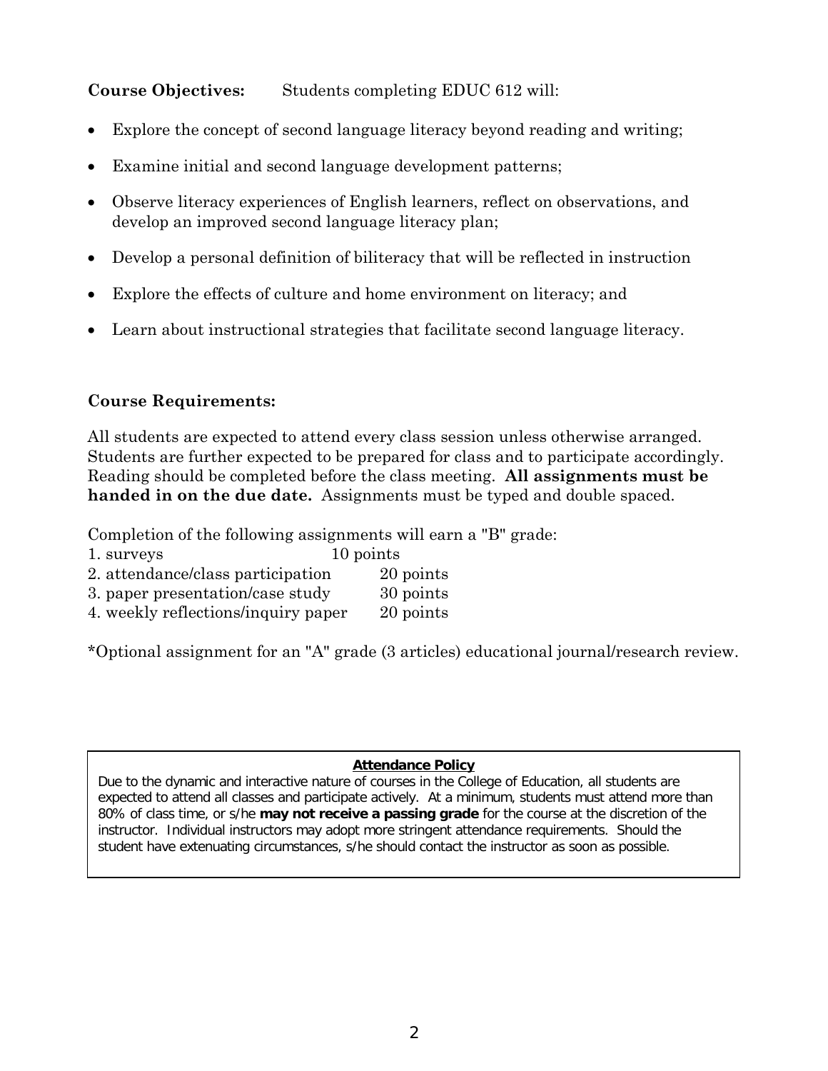**Course Objectives:** Students completing EDUC 612 will:

- Explore the concept of second language literacy beyond reading and writing;
- Examine initial and second language development patterns;
- Observe literacy experiences of English learners, reflect on observations, and develop an improved second language literacy plan;
- Develop a personal definition of biliteracy that will be reflected in instruction
- Explore the effects of culture and home environment on literacy; and
- Learn about instructional strategies that facilitate second language literacy.

**Course Requirements:**

All students are expected to attend every class session unless otherwise arranged. Students are further expected to be prepared for class and to participate accordingly. Reading should be completed before the class meeting. **All assignments must be handed in on the due date.** Assignments must be typed and double spaced.

Completion of the following assignments will earn a "B" grade:

1. surveys 10 points
2. attendance/class participation 20 points
3. paper presentation/case study 30 points
4. weekly reflections/inquiry paper 20 points

*Optional assignment for an "A" grade (3 articles) educational journal/research review.

**Attendance Policy**

Due to the dynamic and interactive nature of courses in the College of Education, all students are expected to attend all classes and participate actively. At a minimum, students must attend more than 80% of class time, or s/he **may not receive a passing grade** for the course at the discretion of the instructor. Individual instructors may adopt more stringent attendance requirements. Should the student have extenuating circumstances, s/he should contact the instructor as soon as possible.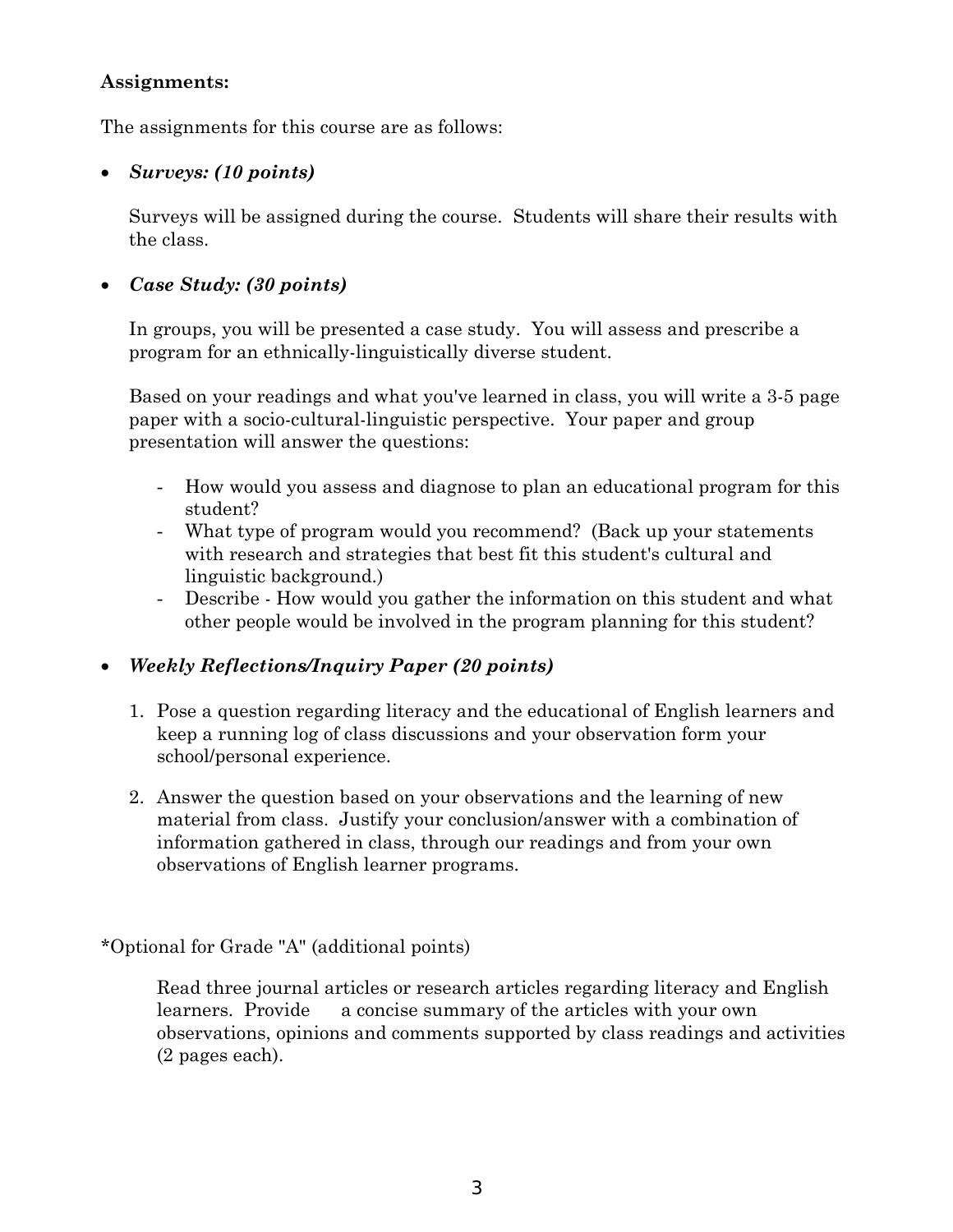**Assignments:**

The assignments for this course are as follows:

- ***Surveys: (10 points)***

  Surveys will be assigned during the course. Students will share their results with the class.

- ***Case Study: (30 points)***

  In groups, you will be presented a case study. You will assess and prescribe a program for an ethnically-linguistically diverse student.

  Based on your readings and what you've learned in class, you will write a 3-5 page paper with a socio-cultural-linguistic perspective. Your paper and group presentation will answer the questions:

  - How would you assess and diagnose to plan an educational program for this student?
  - What type of program would you recommend? (Back up your statements with research and strategies that best fit this student's cultural and linguistic background.)
  - Describe - How would you gather the information on this student and what other people would be involved in the program planning for this student?

- ***Weekly Reflections/Inquiry Paper (20 points)***

  1. Pose a question regarding literacy and the educational of English learners and keep a running log of class discussions and your observation form your school/personal experience.
  2. Answer the question based on your observations and the learning of new material from class. Justify your conclusion/answer with a combination of information gathered in class, through our readings and from your own observations of English learner programs.

*Optional for Grade "A" (additional points)

Read three journal articles or research articles regarding literacy and English learners. Provide a concise summary of the articles with your own observations, opinions and comments supported by class readings and activities (2 pages each).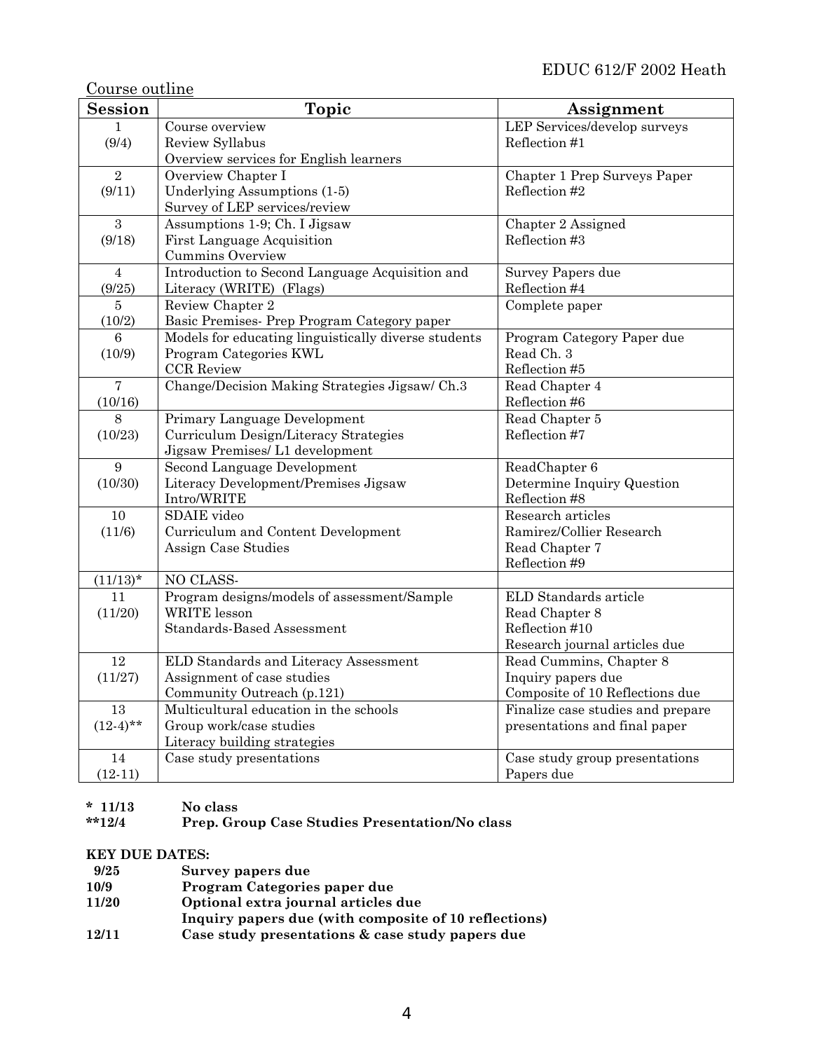Course outline

| Session | Topic | Assignment |
| --- | --- | --- |
| 1 (9/4) | Course overview<br>Review Syllabus<br>Overview services for English learners | LEP Services/develop surveys<br>Reflection #1 |
| 2 (9/11) | Overview Chapter I<br>Underlying Assumptions (1-5)<br>Survey of LEP services/review | Chapter 1 Prep Surveys Paper<br>Reflection #2 |
| 3 (9/18) | Assumptions 1-9; Ch. I Jigsaw<br>First Language Acquisition<br>Cummins Overview | Chapter 2 Assigned<br>Reflection #3 |
| 4 (9/25) | Introduction to Second Language Acquisition and Literacy (WRITE) (Flags) | Survey Papers due<br>Reflection #4 |
| 5 (10/2) | Review Chapter 2<br>Basic Premises- Prep Program Category paper | Complete paper |
| 6 (10/9) | Models for educating linguistically diverse students<br>Program Categories KWL<br>CCR Review | Program Category Paper due<br>Read Ch. 3<br>Reflection #5 |
| 7 (10/16) | Change/Decision Making Strategies Jigsaw/ Ch.3 | Read Chapter 4<br>Reflection #6 |
| 8 (10/23) | Primary Language Development<br>Curriculum Design/Literacy Strategies<br>Jigsaw Premises/ L1 development | Read Chapter 5<br>Reflection #7 |
| 9 (10/30) | Second Language Development<br>Literacy Development/Premises Jigsaw<br>Intro/WRITE | ReadChapter 6<br>Determine Inquiry Question<br>Reflection #8 |
| 10 (11/6) | SDAIE video<br>Curriculum and Content Development<br>Assign Case Studies | Research articles<br>Ramirez/Collier Research<br>Read Chapter 7<br>Reflection #9 |
| (11/13)* | NO CLASS- | |
| 11 (11/20) | Program designs/models of assessment/Sample WRITE lesson<br>Standards-Based Assessment | ELD Standards article<br>Read Chapter 8<br>Reflection #10<br>Research journal articles due |
| 12 (11/27) | ELD Standards and Literacy Assessment<br>Assignment of case studies<br>Community Outreach (p.121) | Read Cummins, Chapter 8<br>Inquiry papers due<br>Composite of 10 Reflections due |
| 13 (12-4)** | Multicultural education in the schools<br>Group work/case studies<br>Literacy building strategies | Finalize case studies and prepare presentations and final paper |
| 14 (12-11) | Case study presentations | Case study group presentations<br>Papers due |

**\* 11/13** **No class**
**\*\*12/4** **Prep. Group Case Studies Presentation/No class**

**KEY DUE DATES:**

**9/25** **Survey papers due**
**10/9** **Program Categories paper due**
**11/20** **Optional extra journal articles due**
**Inquiry papers due (with composite of 10 reflections)**
**12/11** **Case study presentations & case study papers due**